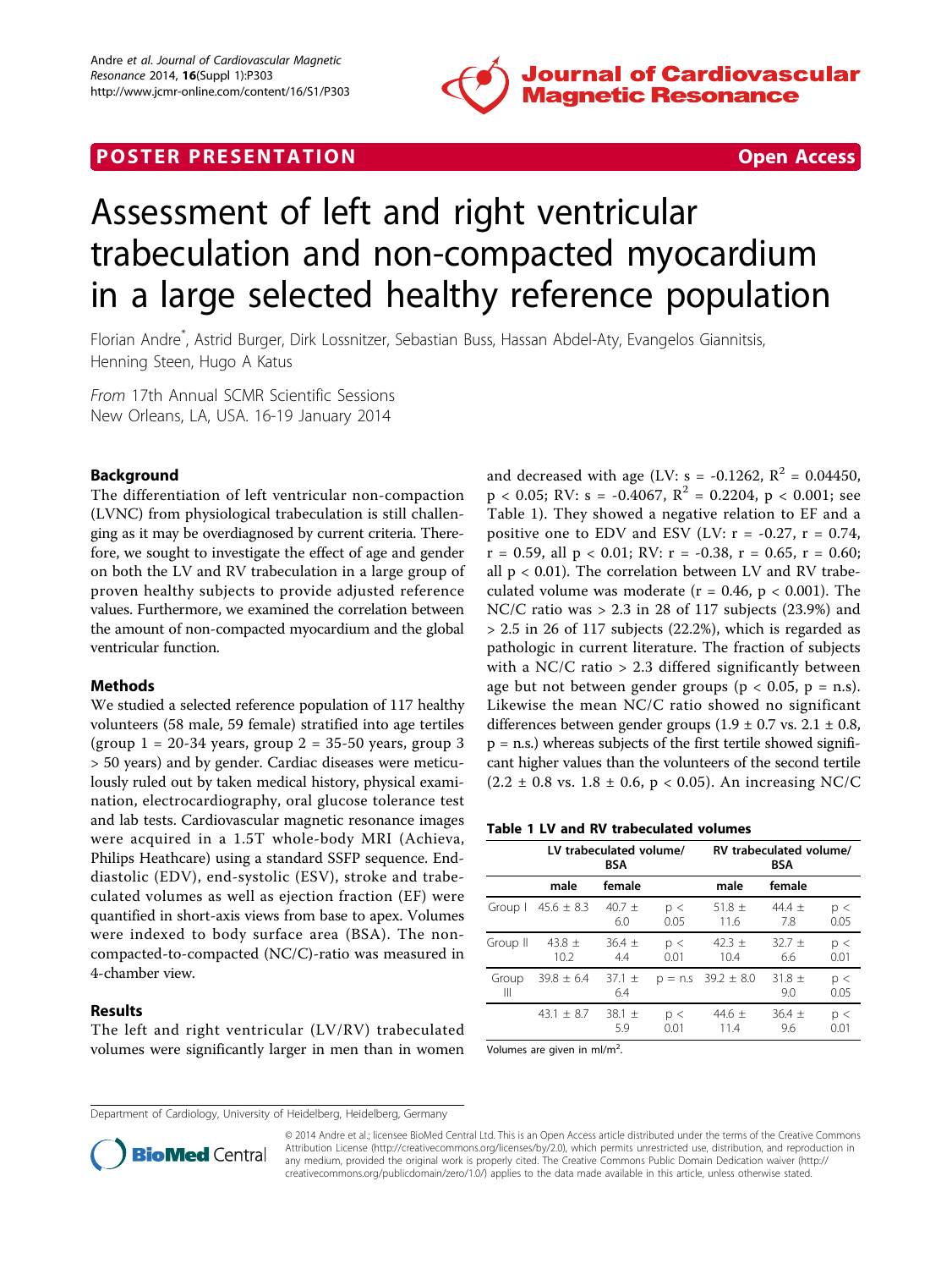POSTER PRESENTATION Open Access

# Assessment of left and right ventricular trabeculation and non-compacted myocardium in a large selected healthy reference population

Florian Andre*, Astrid Burger, Dirk Lossnitzer, Sebastian Buss, Hassan Abdel-Aty, Evangelos Giannitsis, Henning Steen, Hugo A Katus

*From* 17th Annual SCMR Scientific Sessions
New Orleans, LA, USA. 16-19 January 2014

## Background

The differentiation of left ventricular non-compaction (LVNC) from physiological trabeculation is still challenging as it may be overdiagnosed by current criteria. Therefore, we sought to investigate the effect of age and gender on both the LV and RV trabeculation in a large group of proven healthy subjects to provide adjusted reference values. Furthermore, we examined the correlation between the amount of non-compacted myocardium and the global ventricular function.

## Methods

We studied a selected reference population of 117 healthy volunteers (58 male, 59 female) stratified into age tertiles (group 1 = 20-34 years, group 2 = 35-50 years, group 3 > 50 years) and by gender. Cardiac diseases were meticulously ruled out by taken medical history, physical examination, electrocardiography, oral glucose tolerance test and lab tests. Cardiovascular magnetic resonance images were acquired in a 1.5T whole-body MRI (Achieva, Philips Heathcare) using a standard SSFP sequence. End-diastolic (EDV), end-systolic (ESV), stroke and trabeculated volumes as well as ejection fraction (EF) were quantified in short-axis views from base to apex. Volumes were indexed to body surface area (BSA). The non-compacted-to-compacted (NC/C)-ratio was measured in 4-chamber view.

## Results

The left and right ventricular (LV/RV) trabeculated volumes were significantly larger in men than in women and decreased with age (LV: s = -0.1262, $R^2$ = 0.04450, $p < 0.05$; RV: s = -0.4067, $R^2$ = 0.2204, $p < 0.001$; see Table 1). They showed a negative relation to EF and a positive one to EDV and ESV (LV: r = -0.27, r = 0.74, r = 0.59, all $p < 0.01$; RV: r = -0.38, r = 0.65, r = 0.60; all $p < 0.01$). The correlation between LV and RV trabeculated volume was moderate (r = 0.46, $p < 0.001$). The NC/C ratio was > 2.3 in 28 of 117 subjects (23.9%) and > 2.5 in 26 of 117 subjects (22.2%), which is regarded as pathologic in current literature. The fraction of subjects with a NC/C ratio > 2.3 differed significantly between age but not between gender groups ($p < 0.05$, p = n.s). Likewise the mean NC/C ratio showed no significant differences between gender groups (1.9 ± 0.7 vs. 2.1 ± 0.8, p = n.s.) whereas subjects of the first tertile showed significant higher values than the volunteers of the second tertile (2.2 ± 0.8 vs. 1.8 ± 0.6, $p < 0.05$). An increasing NC/C

**Table 1 LV and RV trabeculated volumes**

| | LV trabeculated volume/ BSA | | | RV trabeculated volume/ BSA | | |
|---|---|---|---|---|---|---|
| | male | female | | male | female | |
| Group I | 45.6 ± 8.3 | 40.7 ± 6.0 | p < 0.05 | 51.8 ± 11.6 | 44.4 ± 7.8 | p < 0.05 |
| Group II | 43.8 ± 10.2 | 36.4 ± 4.4 | p < 0.01 | 42.3 ± 10.4 | 32.7 ± 6.6 | p < 0.01 |
| Group III | 39.8 ± 6.4 | 37.1 ± 6.4 | p = n.s | 39.2 ± 8.0 | 31.8 ± 9.0 | p < 0.05 |
| | 43.1 ± 8.7 | 38.1 ± 5.9 | p < 0.01 | 44.6 ± 11.4 | 36.4 ± 9.6 | p < 0.01 |

Volumes are given in ml/m².

Department of Cardiology, University of Heidelberg, Heidelberg, Germany

© 2014 Andre et al.; licensee BioMed Central Ltd. This is an Open Access article distributed under the terms of the Creative Commons Attribution License (http://creativecommons.org/licenses/by/2.0), which permits unrestricted use, distribution, and reproduction in any medium, provided the original work is properly cited. The Creative Commons Public Domain Dedication waiver (http://creativecommons.org/publicdomain/zero/1.0/) applies to the data made available in this article, unless otherwise stated.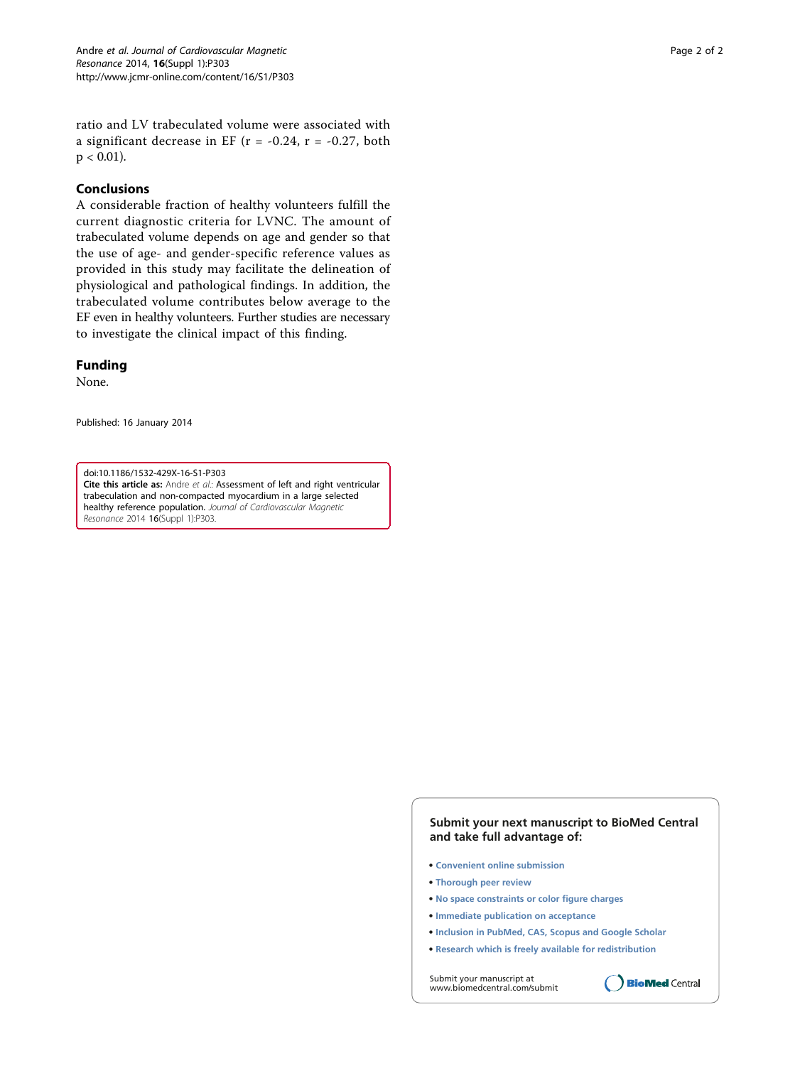ratio and LV trabeculated volume were associated with a significant decrease in EF ($r = -0.24$, $r = -0.27$, both $p < 0.01$).

## Conclusions

A considerable fraction of healthy volunteers fulfill the current diagnostic criteria for LVNC. The amount of trabeculated volume depends on age and gender so that the use of age- and gender-specific reference values as provided in this study may facilitate the delineation of physiological and pathological findings. In addition, the trabeculated volume contributes below average to the EF even in healthy volunteers. Further studies are necessary to investigate the clinical impact of this finding.

## Funding

None.

Published: 16 January 2014

doi:10.1186/1532-429X-16-S1-P303

**Cite this article as:** Andre *et al.*: Assessment of left and right ventricular trabeculation and non-compacted myocardium in a large selected healthy reference population. *Journal of Cardiovascular Magnetic Resonance* 2014 **16**(Suppl 1):P303.

**Submit your next manuscript to BioMed Central and take full advantage of:**

- Convenient online submission
- Thorough peer review
- No space constraints or color figure charges
- Immediate publication on acceptance
- Inclusion in PubMed, CAS, Scopus and Google Scholar
- Research which is freely available for redistribution

Submit your manuscript at www.biomedcentral.com/submit

BioMed Central